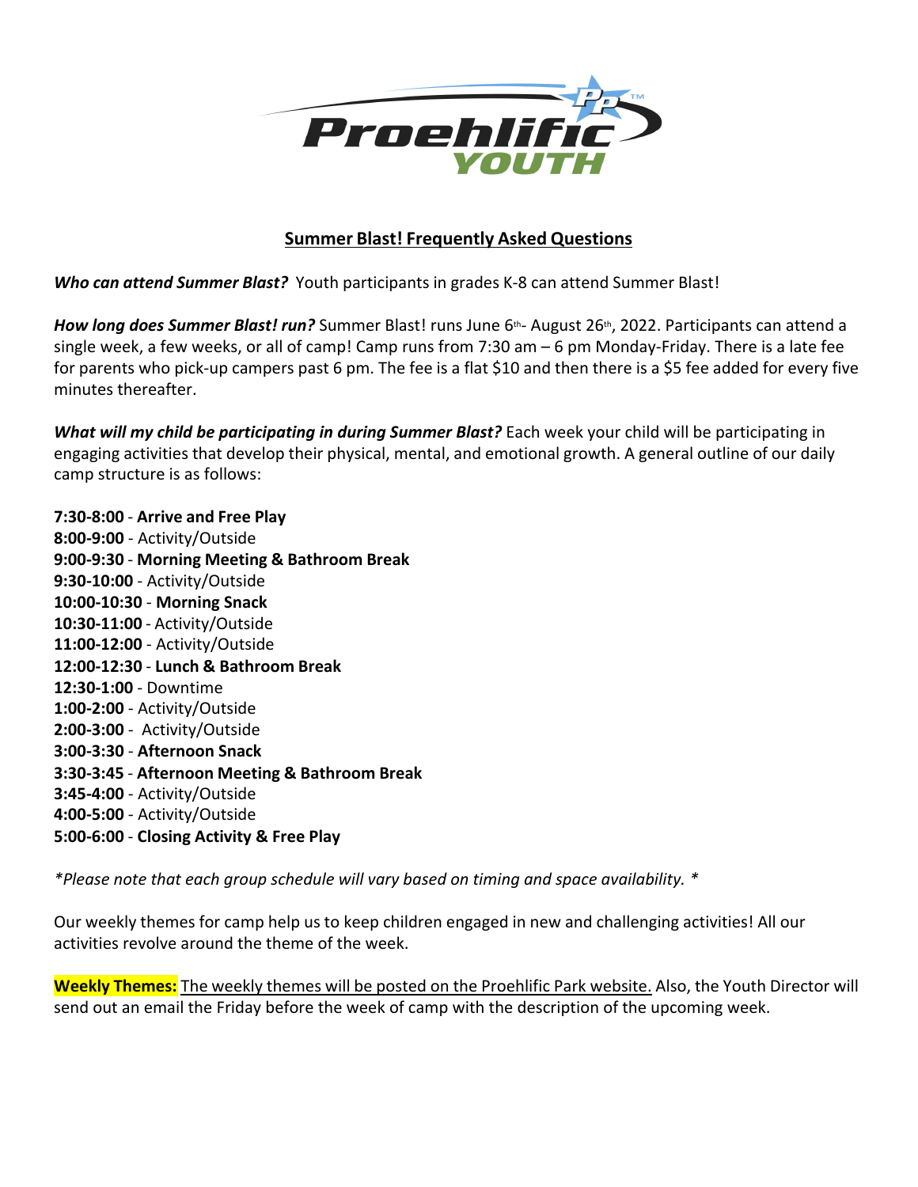# Summer Blast! Frequently Asked Questions

***Who can attend Summer Blast?*** Youth participants in grades K-8 can attend Summer Blast!

***How long does Summer Blast! run?*** Summer Blast! runs June 6th- August 26th, 2022. Participants can attend a single week, a few weeks, or all of camp! Camp runs from 7:30 am – 6 pm Monday-Friday. There is a late fee for parents who pick-up campers past 6 pm. The fee is a flat $10 and then there is a $5 fee added for every five minutes thereafter.

***What will my child be participating in during Summer Blast?*** Each week your child will be participating in engaging activities that develop their physical, mental, and emotional growth. A general outline of our daily camp structure is as follows:

**7:30-8:00** - **Arrive and Free Play**
**8:00-9:00** - Activity/Outside
**9:00-9:30** - **Morning Meeting & Bathroom Break**
**9:30-10:00** - Activity/Outside
**10:00-10:30** - **Morning Snack**
**10:30-11:00** - Activity/Outside
**11:00-12:00** - Activity/Outside
**12:00-12:30** - **Lunch & Bathroom Break**
**12:30-1:00** - Downtime
**1:00-2:00** - Activity/Outside
**2:00-3:00** - Activity/Outside
**3:00-3:30** - **Afternoon Snack**
**3:30-3:45** - **Afternoon Meeting & Bathroom Break**
**3:45-4:00** - Activity/Outside
**4:00-5:00** - Activity/Outside
**5:00-6:00** - **Closing Activity & Free Play**

*\*Please note that each group schedule will vary based on timing and space availability. \**

Our weekly themes for camp help us to keep children engaged in new and challenging activities! All our activities revolve around the theme of the week.

**Weekly Themes:** The weekly themes will be posted on the Proehlific Park website. Also, the Youth Director will send out an email the Friday before the week of camp with the description of the upcoming week.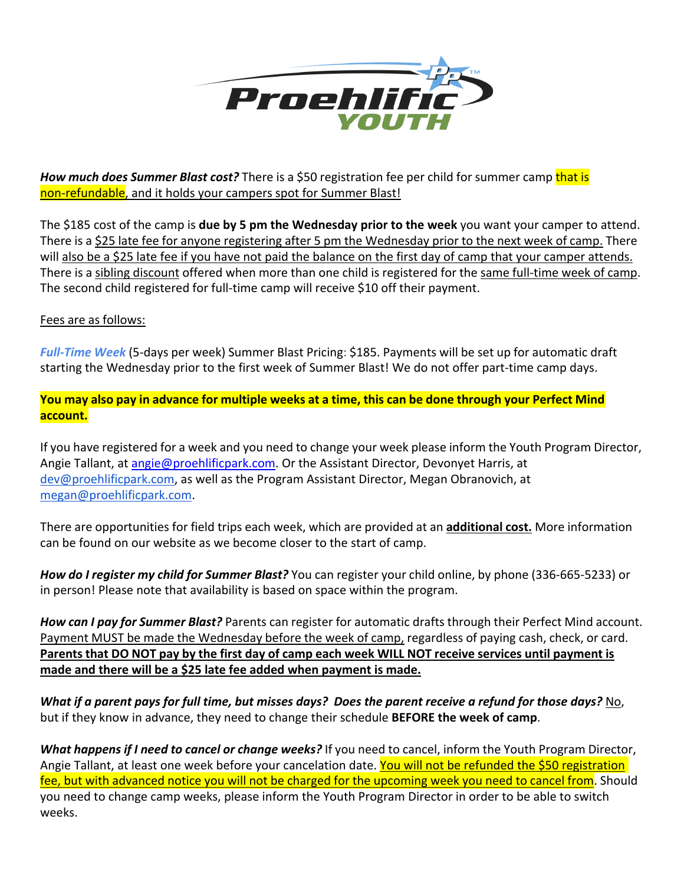***How much does Summer Blast cost?*** There is a $50 registration fee per child for summer camp that is non-refundable, and it holds your campers spot for Summer Blast!

The $185 cost of the camp is **due by 5 pm the Wednesday prior to the week** you want your camper to attend. There is a $25 late fee for anyone registering after 5 pm the Wednesday prior to the next week of camp. There will also be a $25 late fee if you have not paid the balance on the first day of camp that your camper attends. There is a sibling discount offered when more than one child is registered for the same full-time week of camp. The second child registered for full-time camp will receive $10 off their payment.

Fees are as follows:

***Full-Time Week*** (5-days per week) Summer Blast Pricing: $185. Payments will be set up for automatic draft starting the Wednesday prior to the first week of Summer Blast! We do not offer part-time camp days.

**You may also pay in advance for multiple weeks at a time, this can be done through your Perfect Mind account.**

If you have registered for a week and you need to change your week please inform the Youth Program Director, Angie Tallant, at angie@proehlificpark.com. Or the Assistant Director, Devonyet Harris, at dev@proehlificpark.com, as well as the Program Assistant Director, Megan Obranovich, at megan@proehlificpark.com.

There are opportunities for field trips each week, which are provided at an **additional cost.** More information can be found on our website as we become closer to the start of camp.

***How do I register my child for Summer Blast?*** You can register your child online, by phone (336-665-5233) or in person! Please note that availability is based on space within the program.

***How can I pay for Summer Blast?*** Parents can register for automatic drafts through their Perfect Mind account. Payment MUST be made the Wednesday before the week of camp, regardless of paying cash, check, or card. **Parents that DO NOT pay by the first day of camp each week WILL NOT receive services until payment is made and there will be a $25 late fee added when payment is made.**

***What if a parent pays for full time, but misses days? Does the parent receive a refund for those days?*** No, but if they know in advance, they need to change their schedule **BEFORE the week of camp**.

***What happens if I need to cancel or change weeks?*** If you need to cancel, inform the Youth Program Director, Angie Tallant, at least one week before your cancelation date. You will not be refunded the $50 registration fee, but with advanced notice you will not be charged for the upcoming week you need to cancel from. Should you need to change camp weeks, please inform the Youth Program Director in order to be able to switch weeks.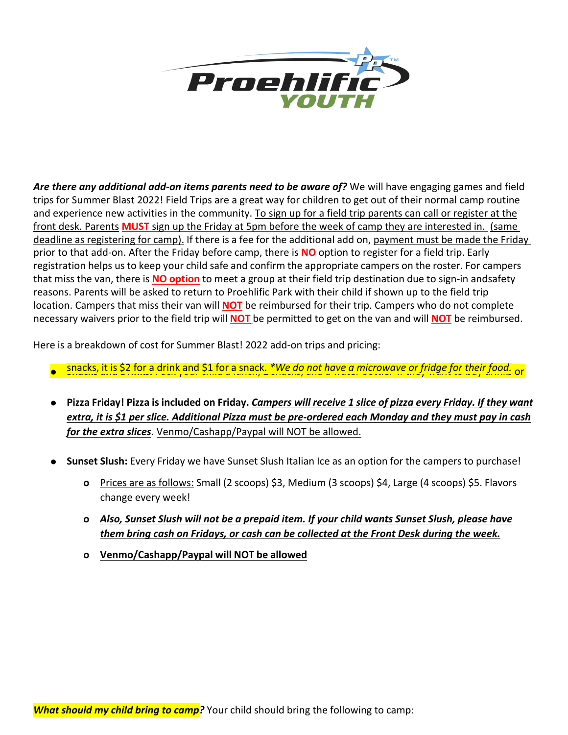***Are there any additional add-on items parents need to be aware of?*** We will have engaging games and field trips for Summer Blast 2022! Field Trips are a great way for children to get out of their normal camp routine and experience new activities in the community. <u>To sign up for a field trip parents can call or register at the front desk. Parents **MUST** sign up the Friday at 5pm before the week of camp they are interested in. (same deadline as registering for camp).</u> If there is a fee for the additional add on, <u>payment must be made the Friday prior to that add-on</u>. After the Friday before camp, there is <u>**NO**</u> option to register for a field trip. Early registration helps us to keep your child safe and confirm the appropriate campers on the roster. For campers that miss the van, there is <u>**NO option**</u> to meet a group at their field trip destination due to sign-in andsafety reasons. Parents will be asked to return to Proehlific Park with their child if shown up to the field trip location. Campers that miss their van will <u>**NOT**</u> be reimbursed for their trip. Campers who do not complete necessary waivers prior to the field trip will <u>**NOT**</u> be permitted to get on the van and will <u>**NOT**</u> be reimbursed.

Here is a breakdown of cost for Summer Blast! 2022 add-on trips and pricing:

- snacks, it is $2 for a drink and $1 for a snack. *\*We do not have a microwave or fridge for their food.* or

- **Pizza Friday! Pizza is included on Friday.** ***<u>Campers will receive 1 slice of pizza every Friday. If they want extra, it is $1 per slice. Additional Pizza must be pre-ordered each Monday and they must pay in cash for the extra slices</u>***. <u>Venmo/Cashapp/Paypal will NOT be allowed.</u>

- **Sunset Slush:** Every Friday we have Sunset Slush Italian Ice as an option for the campers to purchase!
  - <u>Prices are as follows:</u> Small (2 scoops) $3, Medium (3 scoops) $4, Large (4 scoops) $5. Flavors change every week!
  - ***<u>Also, Sunset Slush will not be a prepaid item. If your child wants Sunset Slush, please have them bring cash on Fridays, or cash can be collected at the Front Desk during the week.</u>***
  - **<u>Venmo/Cashapp/Paypal will NOT be allowed</u>**

***What should my child bring to camp?*** Your child should bring the following to camp: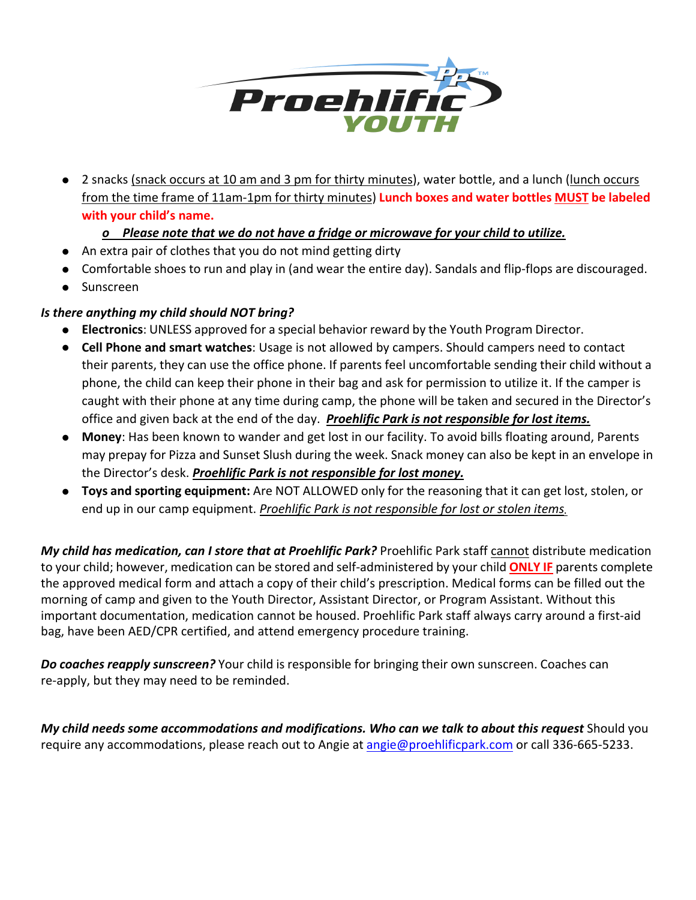- 2 snacks (snack occurs at 10 am and 3 pm for thirty minutes), water bottle, and a lunch (lunch occurs from the time frame of 11am-1pm for thirty minutes) **Lunch boxes and water bottles MUST be labeled with your child's name.**
    - ***Please note that we do not have a fridge or microwave for your child to utilize.***
- An extra pair of clothes that you do not mind getting dirty
- Comfortable shoes to run and play in (and wear the entire day). Sandals and flip-flops are discouraged.
- Sunscreen

***Is there anything my child should NOT bring?***

- **Electronics**: UNLESS approved for a special behavior reward by the Youth Program Director.
- **Cell Phone and smart watches**: Usage is not allowed by campers. Should campers need to contact their parents, they can use the office phone. If parents feel uncomfortable sending their child without a phone, the child can keep their phone in their bag and ask for permission to utilize it. If the camper is caught with their phone at any time during camp, the phone will be taken and secured in the Director's office and given back at the end of the day. ***Proehlific Park is not responsible for lost items.***
- **Money**: Has been known to wander and get lost in our facility. To avoid bills floating around, Parents may prepay for Pizza and Sunset Slush during the week. Snack money can also be kept in an envelope in the Director's desk. ***Proehlific Park is not responsible for lost money.***
- **Toys and sporting equipment:** Are NOT ALLOWED only for the reasoning that it can get lost, stolen, or end up in our camp equipment. *Proehlific Park is not responsible for lost or stolen items.*

***My child has medication, can I store that at Proehlific Park?*** Proehlific Park staff cannot distribute medication to your child; however, medication can be stored and self-administered by your child **ONLY IF** parents complete the approved medical form and attach a copy of their child's prescription. Medical forms can be filled out the morning of camp and given to the Youth Director, Assistant Director, or Program Assistant. Without this important documentation, medication cannot be housed. Proehlific Park staff always carry around a first-aid bag, have been AED/CPR certified, and attend emergency procedure training.

***Do coaches reapply sunscreen?*** Your child is responsible for bringing their own sunscreen. Coaches can re-apply, but they may need to be reminded.

***My child needs some accommodations and modifications. Who can we talk to about this request*** Should you require any accommodations, please reach out to Angie at angie@proehlificpark.com or call 336-665-5233.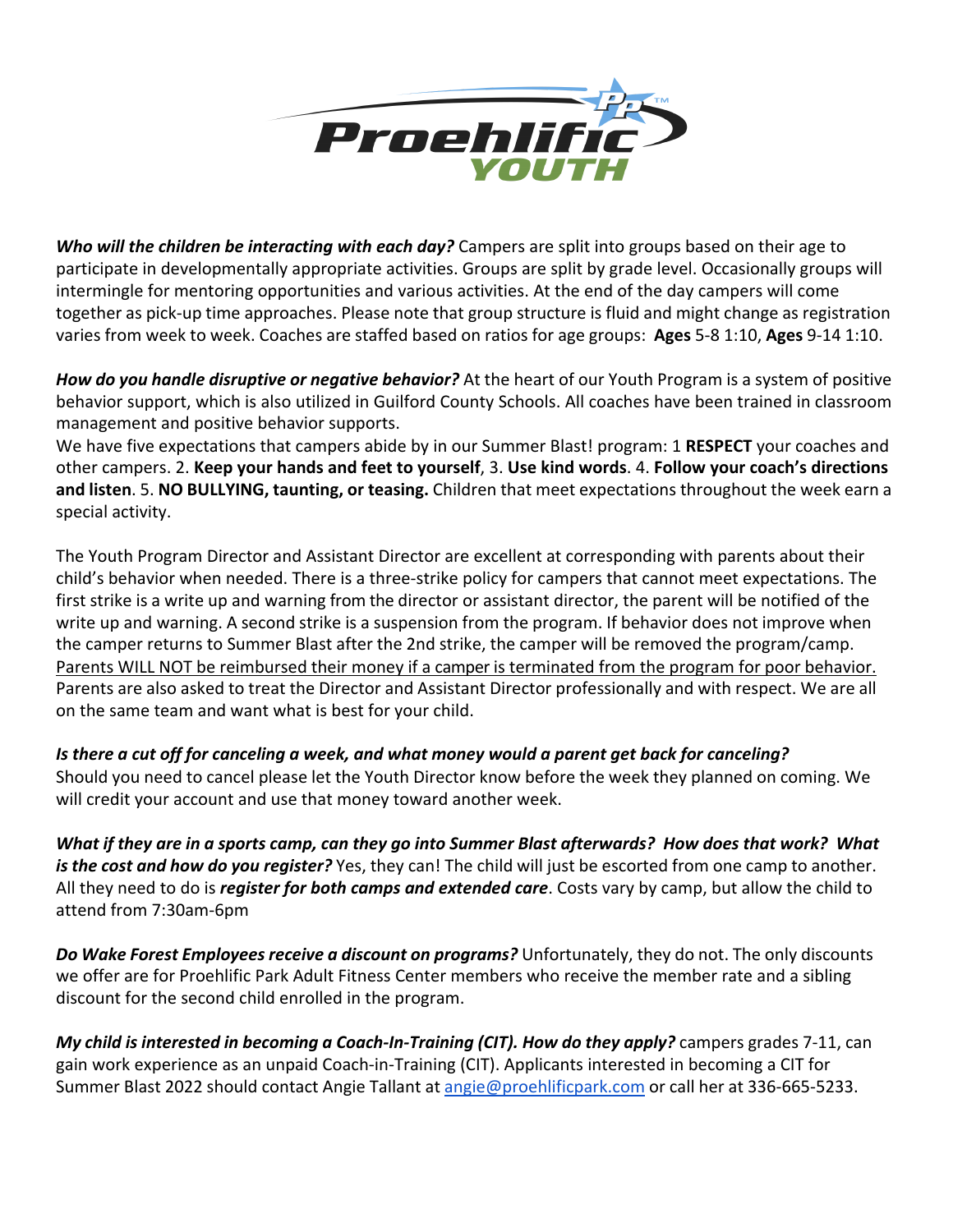***Who will the children be interacting with each day?*** Campers are split into groups based on their age to participate in developmentally appropriate activities. Groups are split by grade level. Occasionally groups will intermingle for mentoring opportunities and various activities. At the end of the day campers will come together as pick-up time approaches. Please note that group structure is fluid and might change as registration varies from week to week. Coaches are staffed based on ratios for age groups: **Ages** 5-8 1:10, **Ages** 9-14 1:10.

***How do you handle disruptive or negative behavior?*** At the heart of our Youth Program is a system of positive behavior support, which is also utilized in Guilford County Schools. All coaches have been trained in classroom management and positive behavior supports.

We have five expectations that campers abide by in our Summer Blast! program: 1 **RESPECT** your coaches and other campers. 2. **Keep your hands and feet to yourself**, 3. **Use kind words**. 4. **Follow your coach's directions and listen**. 5. **NO BULLYING, taunting, or teasing.** Children that meet expectations throughout the week earn a special activity.

The Youth Program Director and Assistant Director are excellent at corresponding with parents about their child's behavior when needed. There is a three-strike policy for campers that cannot meet expectations. The first strike is a write up and warning from the director or assistant director, the parent will be notified of the write up and warning. A second strike is a suspension from the program. If behavior does not improve when the camper returns to Summer Blast after the 2nd strike, the camper will be removed the program/camp. <u>Parents WILL NOT be reimbursed their money if a camper is terminated from the program for poor behavior.</u> Parents are also asked to treat the Director and Assistant Director professionally and with respect. We are all on the same team and want what is best for your child.

***Is there a cut off for canceling a week, and what money would a parent get back for canceling?***
Should you need to cancel please let the Youth Director know before the week they planned on coming. We will credit your account and use that money toward another week.

***What if they are in a sports camp, can they go into Summer Blast afterwards? How does that work? What is the cost and how do you register?*** Yes, they can! The child will just be escorted from one camp to another. All they need to do is ***register for both camps and extended care***. Costs vary by camp, but allow the child to attend from 7:30am-6pm

***Do Wake Forest Employees receive a discount on programs?*** Unfortunately, they do not. The only discounts we offer are for Proehlific Park Adult Fitness Center members who receive the member rate and a sibling discount for the second child enrolled in the program.

***My child is interested in becoming a Coach-In-Training (CIT). How do they apply?*** campers grades 7-11, can gain work experience as an unpaid Coach-in-Training (CIT). Applicants interested in becoming a CIT for Summer Blast 2022 should contact Angie Tallant at angie@proehlificpark.com or call her at 336-665-5233.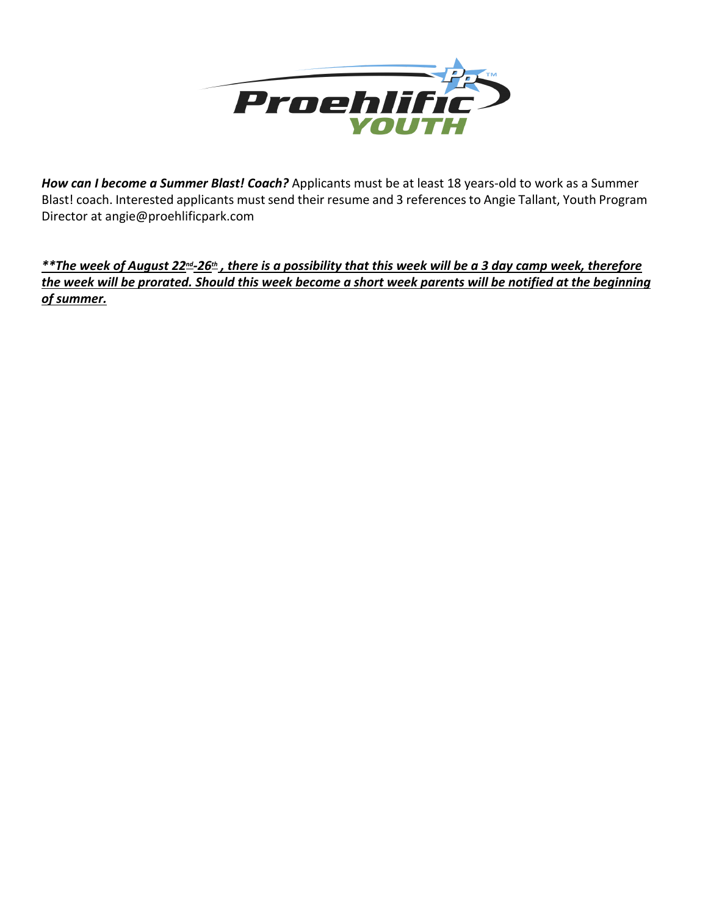***How can I become a Summer Blast! Coach?*** Applicants must be at least 18 years-old to work as a Summer Blast! coach. Interested applicants must send their resume and 3 references to Angie Tallant, Youth Program Director at angie@proehlificpark.com

***<u>\*\*The week of August 22nd-26th , there is a possibility that this week will be a 3 day camp week, therefore the week will be prorated. Should this week become a short week parents will be notified at the beginning of summer.</u>***